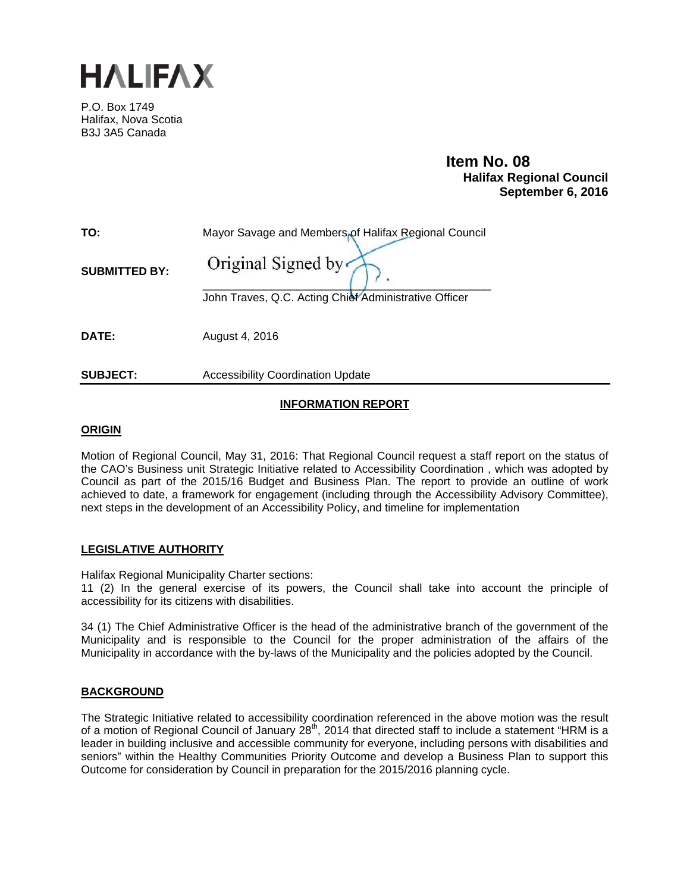# HALIFAX

P.O. Box 1749
Halifax, Nova Scotia
B3J 3A5 Canada

**Item No. 08**
**Halifax Regional Council**
**September 6, 2016**

| | |
|---|---|
| **TO:** | Mayor Savage and Members of Halifax Regional Council |
| **SUBMITTED BY:** | Original Signed by<br>John Traves, Q.C. Acting Chief Administrative Officer |
| **DATE:** | August 4, 2016 |
| **SUBJECT:** | Accessibility Coordination Update |

## INFORMATION REPORT

### ORIGIN

Motion of Regional Council, May 31, 2016: That Regional Council request a staff report on the status of the CAO's Business unit Strategic Initiative related to Accessibility Coordination , which was adopted by Council as part of the 2015/16 Budget and Business Plan. The report to provide an outline of work achieved to date, a framework for engagement (including through the Accessibility Advisory Committee), next steps in the development of an Accessibility Policy, and timeline for implementation

### LEGISLATIVE AUTHORITY

Halifax Regional Municipality Charter sections:
11 (2) In the general exercise of its powers, the Council shall take into account the principle of accessibility for its citizens with disabilities.

34 (1) The Chief Administrative Officer is the head of the administrative branch of the government of the Municipality and is responsible to the Council for the proper administration of the affairs of the Municipality in accordance with the by-laws of the Municipality and the policies adopted by the Council.

### BACKGROUND

The Strategic Initiative related to accessibility coordination referenced in the above motion was the result of a motion of Regional Council of January 28th, 2014 that directed staff to include a statement "HRM is a leader in building inclusive and accessible community for everyone, including persons with disabilities and seniors" within the Healthy Communities Priority Outcome and develop a Business Plan to support this Outcome for consideration by Council in preparation for the 2015/2016 planning cycle.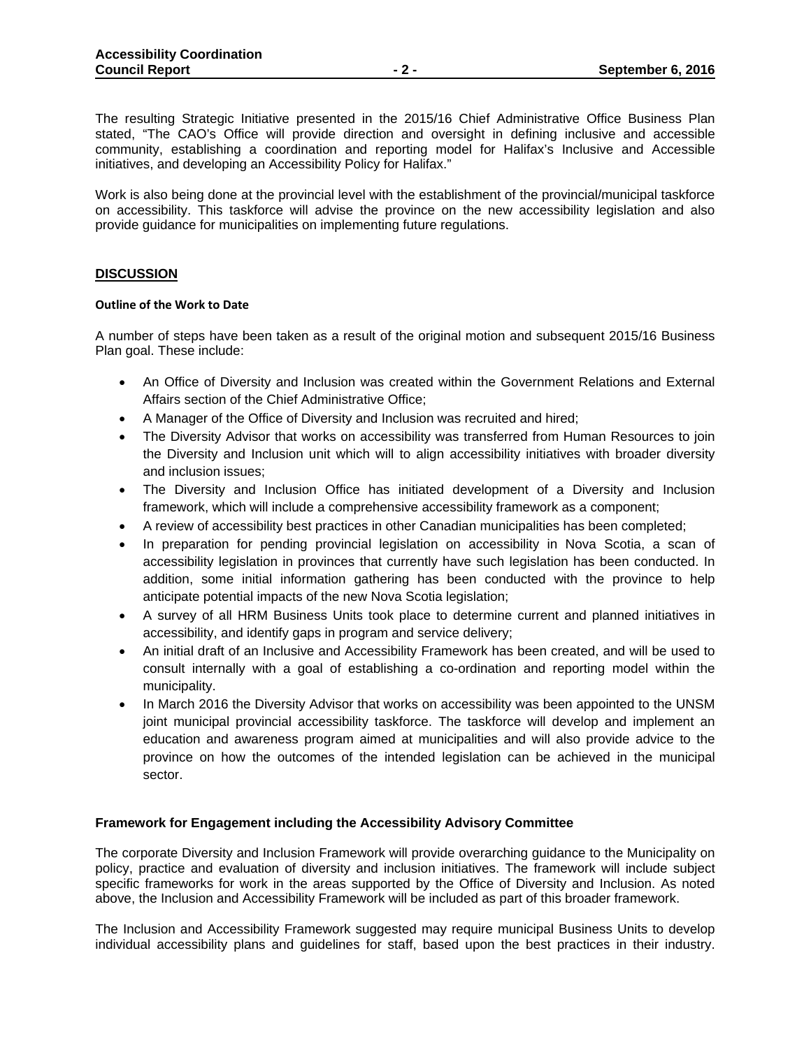The resulting Strategic Initiative presented in the 2015/16 Chief Administrative Office Business Plan stated, "The CAO's Office will provide direction and oversight in defining inclusive and accessible community, establishing a coordination and reporting model for Halifax's Inclusive and Accessible initiatives, and developing an Accessibility Policy for Halifax."

Work is also being done at the provincial level with the establishment of the provincial/municipal taskforce on accessibility. This taskforce will advise the province on the new accessibility legislation and also provide guidance for municipalities on implementing future regulations.

## DISCUSSION

### Outline of the Work to Date

A number of steps have been taken as a result of the original motion and subsequent 2015/16 Business Plan goal. These include:

- An Office of Diversity and Inclusion was created within the Government Relations and External Affairs section of the Chief Administrative Office;
- A Manager of the Office of Diversity and Inclusion was recruited and hired;
- The Diversity Advisor that works on accessibility was transferred from Human Resources to join the Diversity and Inclusion unit which will to align accessibility initiatives with broader diversity and inclusion issues;
- The Diversity and Inclusion Office has initiated development of a Diversity and Inclusion framework, which will include a comprehensive accessibility framework as a component;
- A review of accessibility best practices in other Canadian municipalities has been completed;
- In preparation for pending provincial legislation on accessibility in Nova Scotia, a scan of accessibility legislation in provinces that currently have such legislation has been conducted. In addition, some initial information gathering has been conducted with the province to help anticipate potential impacts of the new Nova Scotia legislation;
- A survey of all HRM Business Units took place to determine current and planned initiatives in accessibility, and identify gaps in program and service delivery;
- An initial draft of an Inclusive and Accessibility Framework has been created, and will be used to consult internally with a goal of establishing a co-ordination and reporting model within the municipality.
- In March 2016 the Diversity Advisor that works on accessibility was been appointed to the UNSM joint municipal provincial accessibility taskforce. The taskforce will develop and implement an education and awareness program aimed at municipalities and will also provide advice to the province on how the outcomes of the intended legislation can be achieved in the municipal sector.

### Framework for Engagement including the Accessibility Advisory Committee

The corporate Diversity and Inclusion Framework will provide overarching guidance to the Municipality on policy, practice and evaluation of diversity and inclusion initiatives. The framework will include subject specific frameworks for work in the areas supported by the Office of Diversity and Inclusion. As noted above, the Inclusion and Accessibility Framework will be included as part of this broader framework.

The Inclusion and Accessibility Framework suggested may require municipal Business Units to develop individual accessibility plans and guidelines for staff, based upon the best practices in their industry.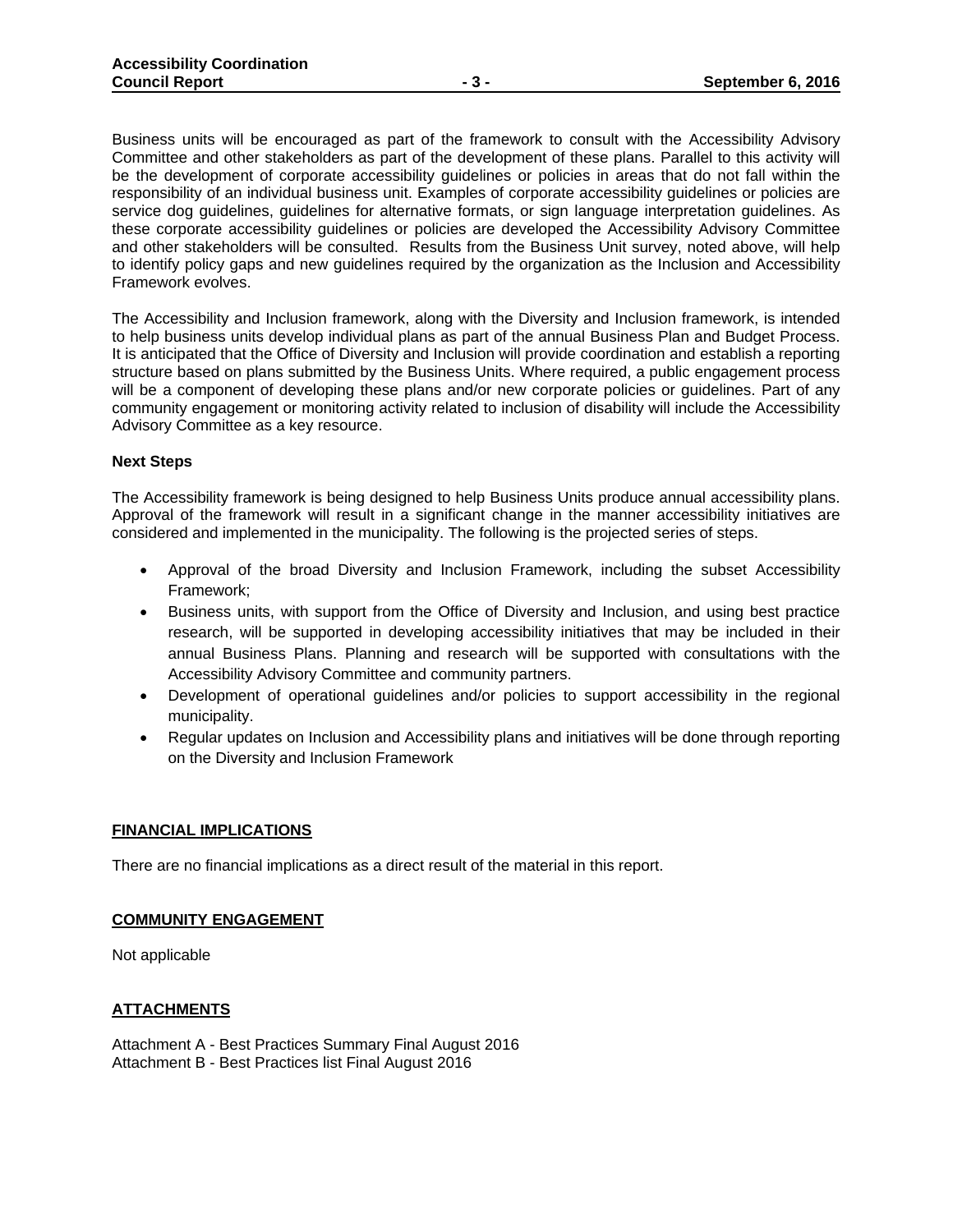Business units will be encouraged as part of the framework to consult with the Accessibility Advisory Committee and other stakeholders as part of the development of these plans. Parallel to this activity will be the development of corporate accessibility guidelines or policies in areas that do not fall within the responsibility of an individual business unit. Examples of corporate accessibility guidelines or policies are service dog guidelines, guidelines for alternative formats, or sign language interpretation guidelines. As these corporate accessibility guidelines or policies are developed the Accessibility Advisory Committee and other stakeholders will be consulted. Results from the Business Unit survey, noted above, will help to identify policy gaps and new guidelines required by the organization as the Inclusion and Accessibility Framework evolves.

The Accessibility and Inclusion framework, along with the Diversity and Inclusion framework, is intended to help business units develop individual plans as part of the annual Business Plan and Budget Process. It is anticipated that the Office of Diversity and Inclusion will provide coordination and establish a reporting structure based on plans submitted by the Business Units. Where required, a public engagement process will be a component of developing these plans and/or new corporate policies or guidelines. Part of any community engagement or monitoring activity related to inclusion of disability will include the Accessibility Advisory Committee as a key resource.

**Next Steps**

The Accessibility framework is being designed to help Business Units produce annual accessibility plans. Approval of the framework will result in a significant change in the manner accessibility initiatives are considered and implemented in the municipality. The following is the projected series of steps.

- Approval of the broad Diversity and Inclusion Framework, including the subset Accessibility Framework;
- Business units, with support from the Office of Diversity and Inclusion, and using best practice research, will be supported in developing accessibility initiatives that may be included in their annual Business Plans. Planning and research will be supported with consultations with the Accessibility Advisory Committee and community partners.
- Development of operational guidelines and/or policies to support accessibility in the regional municipality.
- Regular updates on Inclusion and Accessibility plans and initiatives will be done through reporting on the Diversity and Inclusion Framework

## FINANCIAL IMPLICATIONS

There are no financial implications as a direct result of the material in this report.

## COMMUNITY ENGAGEMENT

Not applicable

## ATTACHMENTS

Attachment A - Best Practices Summary Final August 2016
Attachment B - Best Practices list Final August 2016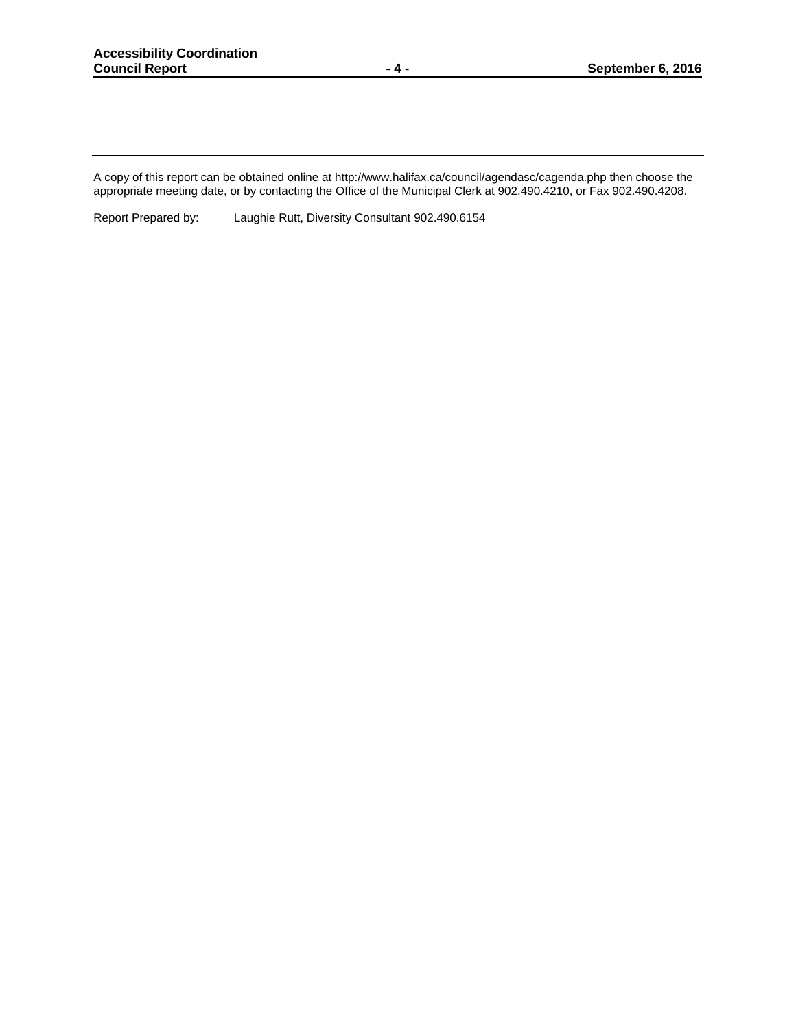---

A copy of this report can be obtained online at http://www.halifax.ca/council/agendasc/cagenda.php then choose the appropriate meeting date, or by contacting the Office of the Municipal Clerk at 902.490.4210, or Fax 902.490.4208.

Report Prepared by: Laughie Rutt, Diversity Consultant 902.490.6154

---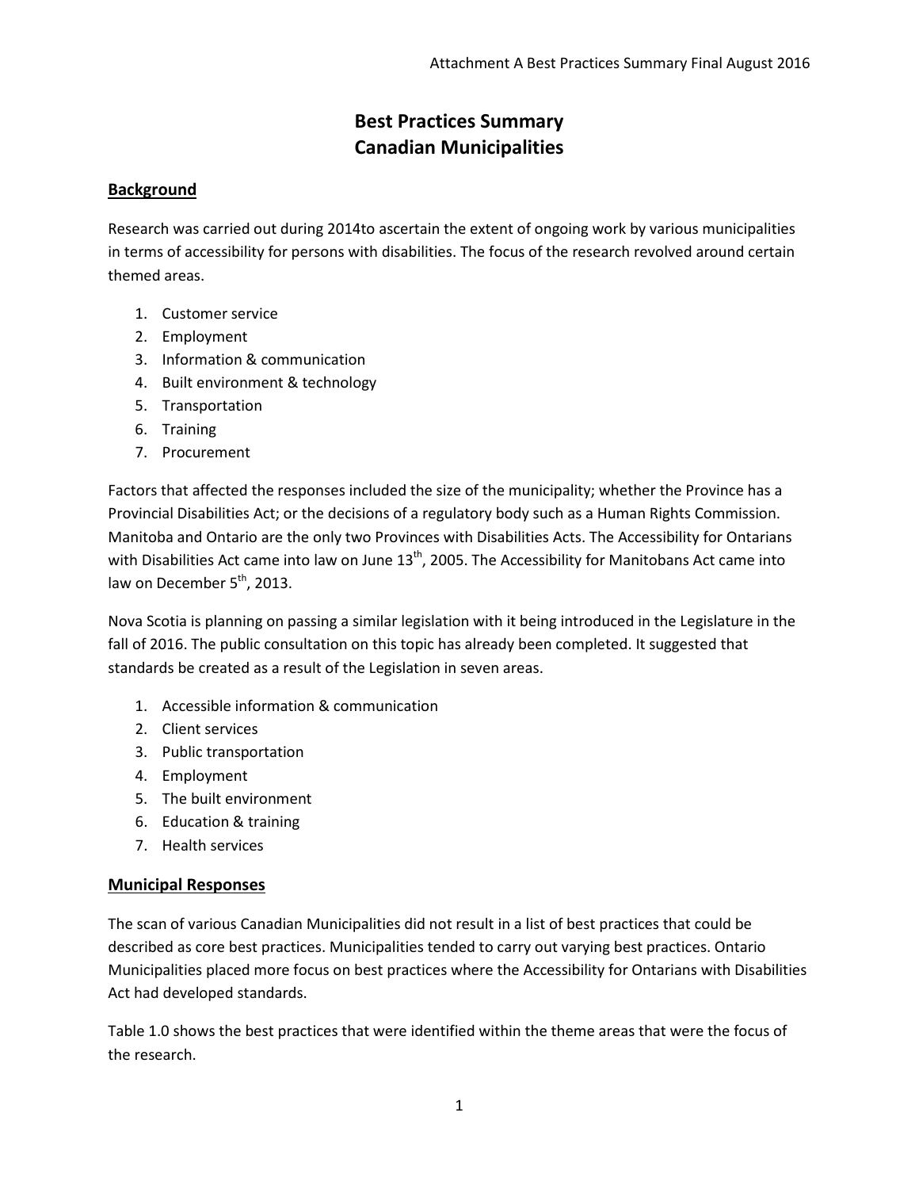# Best Practices Summary
# Canadian Municipalities

## Background

Research was carried out during 2014to ascertain the extent of ongoing work by various municipalities in terms of accessibility for persons with disabilities. The focus of the research revolved around certain themed areas.

1. Customer service
2. Employment
3. Information & communication
4. Built environment & technology
5. Transportation
6. Training
7. Procurement

Factors that affected the responses included the size of the municipality; whether the Province has a Provincial Disabilities Act; or the decisions of a regulatory body such as a Human Rights Commission. Manitoba and Ontario are the only two Provinces with Disabilities Acts. The Accessibility for Ontarians with Disabilities Act came into law on June 13th, 2005. The Accessibility for Manitobans Act came into law on December 5th, 2013.

Nova Scotia is planning on passing a similar legislation with it being introduced in the Legislature in the fall of 2016. The public consultation on this topic has already been completed. It suggested that standards be created as a result of the Legislation in seven areas.

1. Accessible information & communication
2. Client services
3. Public transportation
4. Employment
5. The built environment
6. Education & training
7. Health services

## Municipal Responses

The scan of various Canadian Municipalities did not result in a list of best practices that could be described as core best practices. Municipalities tended to carry out varying best practices. Ontario Municipalities placed more focus on best practices where the Accessibility for Ontarians with Disabilities Act had developed standards.

Table 1.0 shows the best practices that were identified within the theme areas that were the focus of the research.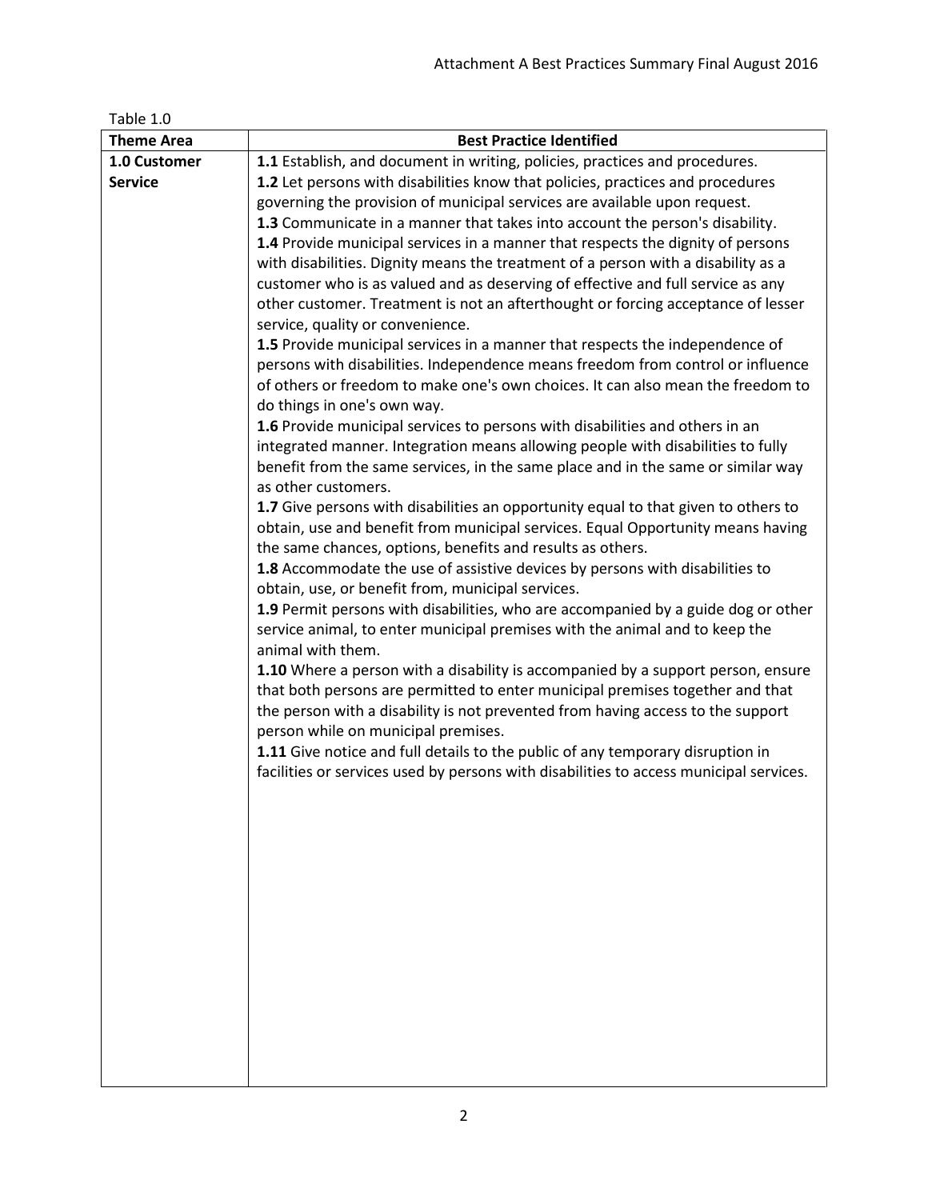Table 1.0

| Theme Area | Best Practice Identified |
| --- | --- |
| **1.0 Customer Service** | **1.1** Establish, and document in writing, policies, practices and procedures. <br> **1.2** Let persons with disabilities know that policies, practices and procedures governing the provision of municipal services are available upon request. <br> **1.3** Communicate in a manner that takes into account the person's disability. <br> **1.4** Provide municipal services in a manner that respects the dignity of persons with disabilities. Dignity means the treatment of a person with a disability as a customer who is as valued and as deserving of effective and full service as any other customer. Treatment is not an afterthought or forcing acceptance of lesser service, quality or convenience. <br> **1.5** Provide municipal services in a manner that respects the independence of persons with disabilities. Independence means freedom from control or influence of others or freedom to make one's own choices. It can also mean the freedom to do things in one's own way. <br> **1.6** Provide municipal services to persons with disabilities and others in an integrated manner. Integration means allowing people with disabilities to fully benefit from the same services, in the same place and in the same or similar way as other customers. <br> **1.7** Give persons with disabilities an opportunity equal to that given to others to obtain, use and benefit from municipal services. Equal Opportunity means having the same chances, options, benefits and results as others. <br> **1.8** Accommodate the use of assistive devices by persons with disabilities to obtain, use, or benefit from, municipal services. <br> **1.9** Permit persons with disabilities, who are accompanied by a guide dog or other service animal, to enter municipal premises with the animal and to keep the animal with them. <br> **1.10** Where a person with a disability is accompanied by a support person, ensure that both persons are permitted to enter municipal premises together and that the person with a disability is not prevented from having access to the support person while on municipal premises. <br> **1.11** Give notice and full details to the public of any temporary disruption in facilities or services used by persons with disabilities to access municipal services. |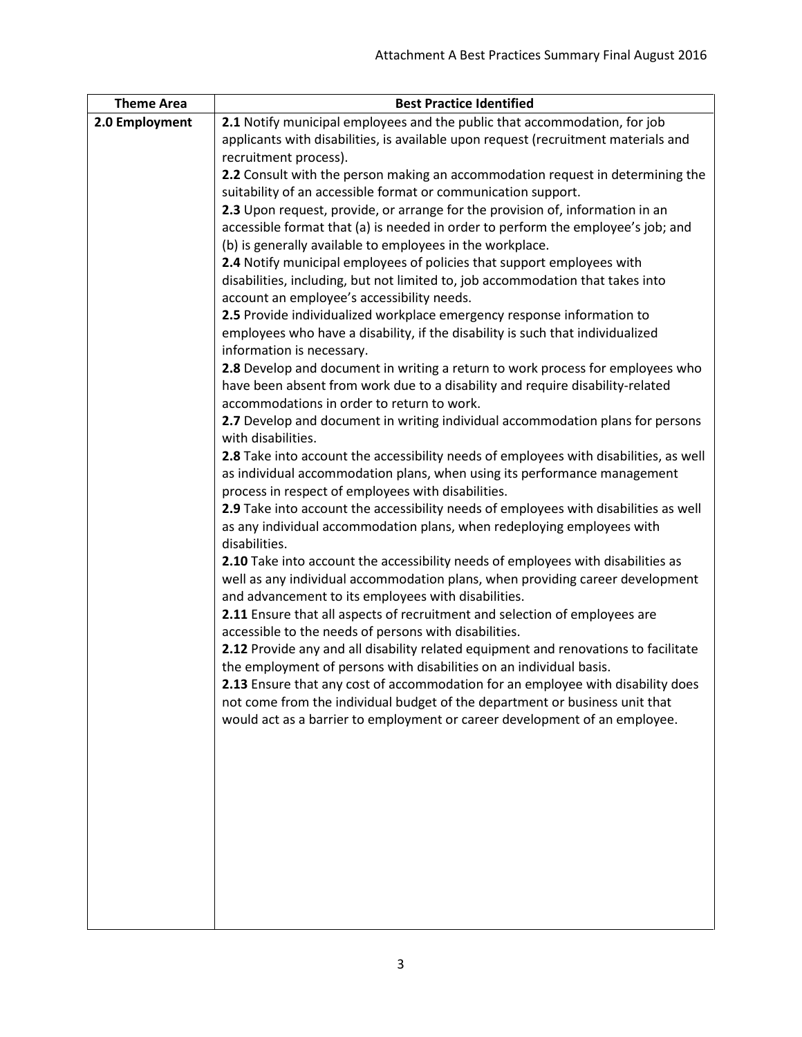| Theme Area | Best Practice Identified |
|---|---|
| **2.0 Employment** | **2.1** Notify municipal employees and the public that accommodation, for job applicants with disabilities, is available upon request (recruitment materials and recruitment process).<br>**2.2** Consult with the person making an accommodation request in determining the suitability of an accessible format or communication support.<br>**2.3** Upon request, provide, or arrange for the provision of, information in an accessible format that (a) is needed in order to perform the employee's job; and (b) is generally available to employees in the workplace.<br>**2.4** Notify municipal employees of policies that support employees with disabilities, including, but not limited to, job accommodation that takes into account an employee's accessibility needs.<br>**2.5** Provide individualized workplace emergency response information to employees who have a disability, if the disability is such that individualized information is necessary.<br>**2.8** Develop and document in writing a return to work process for employees who have been absent from work due to a disability and require disability-related accommodations in order to return to work.<br>**2.7** Develop and document in writing individual accommodation plans for persons with disabilities.<br>**2.8** Take into account the accessibility needs of employees with disabilities, as well as individual accommodation plans, when using its performance management process in respect of employees with disabilities.<br>**2.9** Take into account the accessibility needs of employees with disabilities as well as any individual accommodation plans, when redeploying employees with disabilities.<br>**2.10** Take into account the accessibility needs of employees with disabilities as well as any individual accommodation plans, when providing career development and advancement to its employees with disabilities.<br>**2.11** Ensure that all aspects of recruitment and selection of employees are accessible to the needs of persons with disabilities.<br>**2.12** Provide any and all disability related equipment and renovations to facilitate the employment of persons with disabilities on an individual basis.<br>**2.13** Ensure that any cost of accommodation for an employee with disability does not come from the individual budget of the department or business unit that would act as a barrier to employment or career development of an employee. |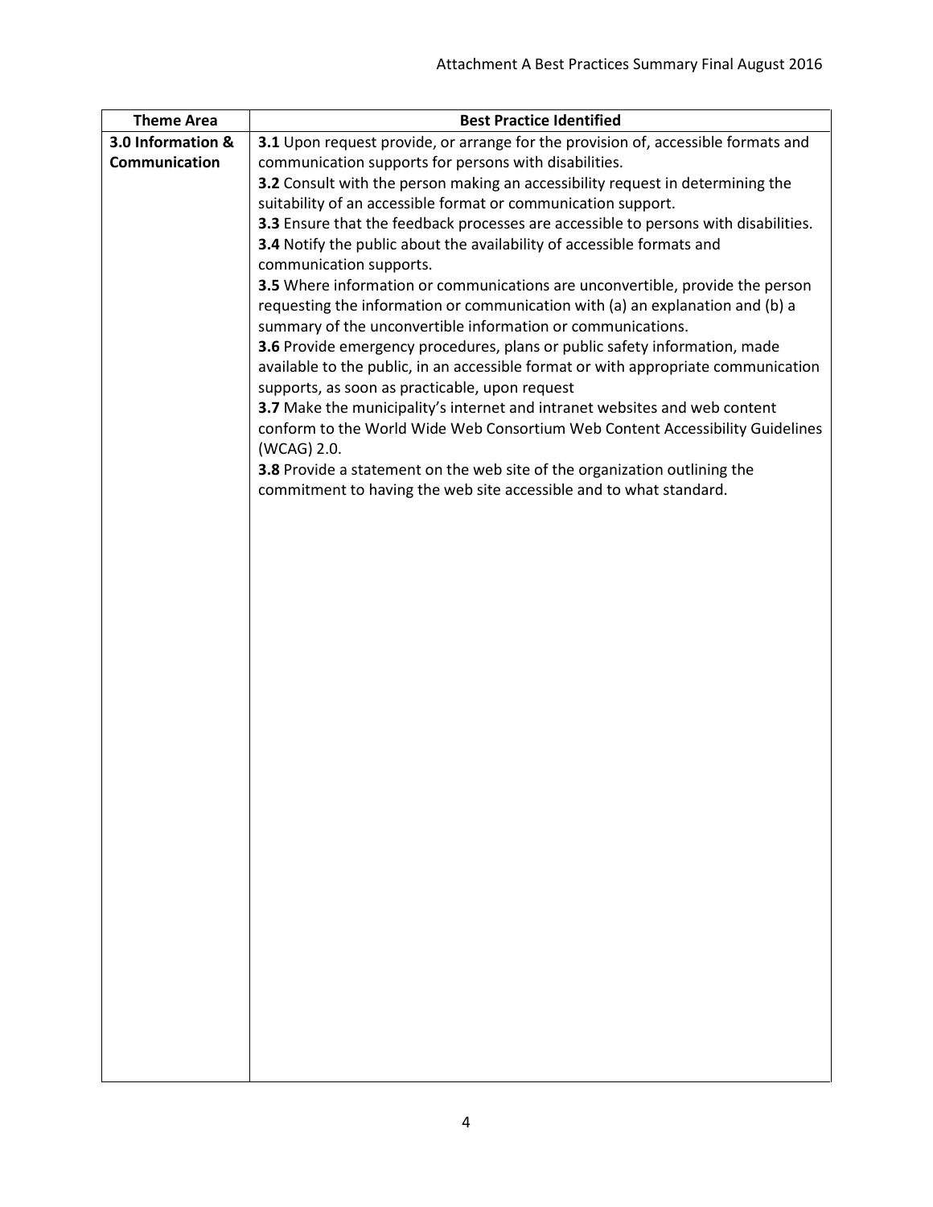| Theme Area | Best Practice Identified |
| --- | --- |
| **3.0 Information & Communication** | **3.1** Upon request provide, or arrange for the provision of, accessible formats and communication supports for persons with disabilities.<br>**3.2** Consult with the person making an accessibility request in determining the suitability of an accessible format or communication support.<br>**3.3** Ensure that the feedback processes are accessible to persons with disabilities.<br>**3.4** Notify the public about the availability of accessible formats and communication supports.<br>**3.5** Where information or communications are unconvertible, provide the person requesting the information or communication with (a) an explanation and (b) a summary of the unconvertible information or communications.<br>**3.6** Provide emergency procedures, plans or public safety information, made available to the public, in an accessible format or with appropriate communication supports, as soon as practicable, upon request<br>**3.7** Make the municipality's internet and intranet websites and web content conform to the World Wide Web Consortium Web Content Accessibility Guidelines (WCAG) 2.0.<br>**3.8** Provide a statement on the web site of the organization outlining the commitment to having the web site accessible and to what standard. |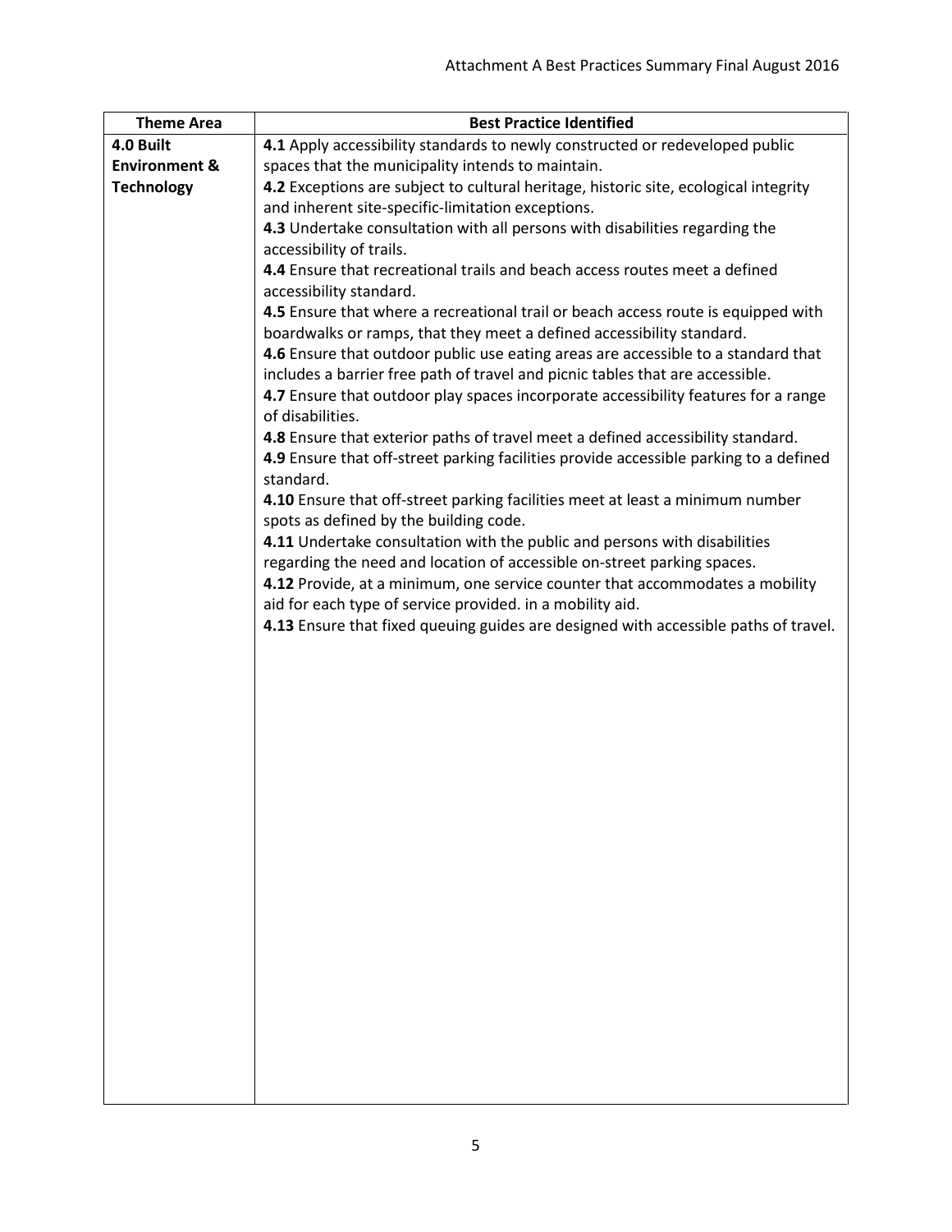| Theme Area | Best Practice Identified |
|---|---|
| **4.0 Built Environment & Technology** | **4.1** Apply accessibility standards to newly constructed or redeveloped public spaces that the municipality intends to maintain.<br>**4.2** Exceptions are subject to cultural heritage, historic site, ecological integrity and inherent site-specific-limitation exceptions.<br>**4.3** Undertake consultation with all persons with disabilities regarding the accessibility of trails.<br>**4.4** Ensure that recreational trails and beach access routes meet a defined accessibility standard.<br>**4.5** Ensure that where a recreational trail or beach access route is equipped with boardwalks or ramps, that they meet a defined accessibility standard.<br>**4.6** Ensure that outdoor public use eating areas are accessible to a standard that includes a barrier free path of travel and picnic tables that are accessible.<br>**4.7** Ensure that outdoor play spaces incorporate accessibility features for a range of disabilities.<br>**4.8** Ensure that exterior paths of travel meet a defined accessibility standard.<br>**4.9** Ensure that off-street parking facilities provide accessible parking to a defined standard.<br>**4.10** Ensure that off-street parking facilities meet at least a minimum number spots as defined by the building code.<br>**4.11** Undertake consultation with the public and persons with disabilities regarding the need and location of accessible on-street parking spaces.<br>**4.12** Provide, at a minimum, one service counter that accommodates a mobility aid for each type of service provided. in a mobility aid.<br>**4.13** Ensure that fixed queuing guides are designed with accessible paths of travel. |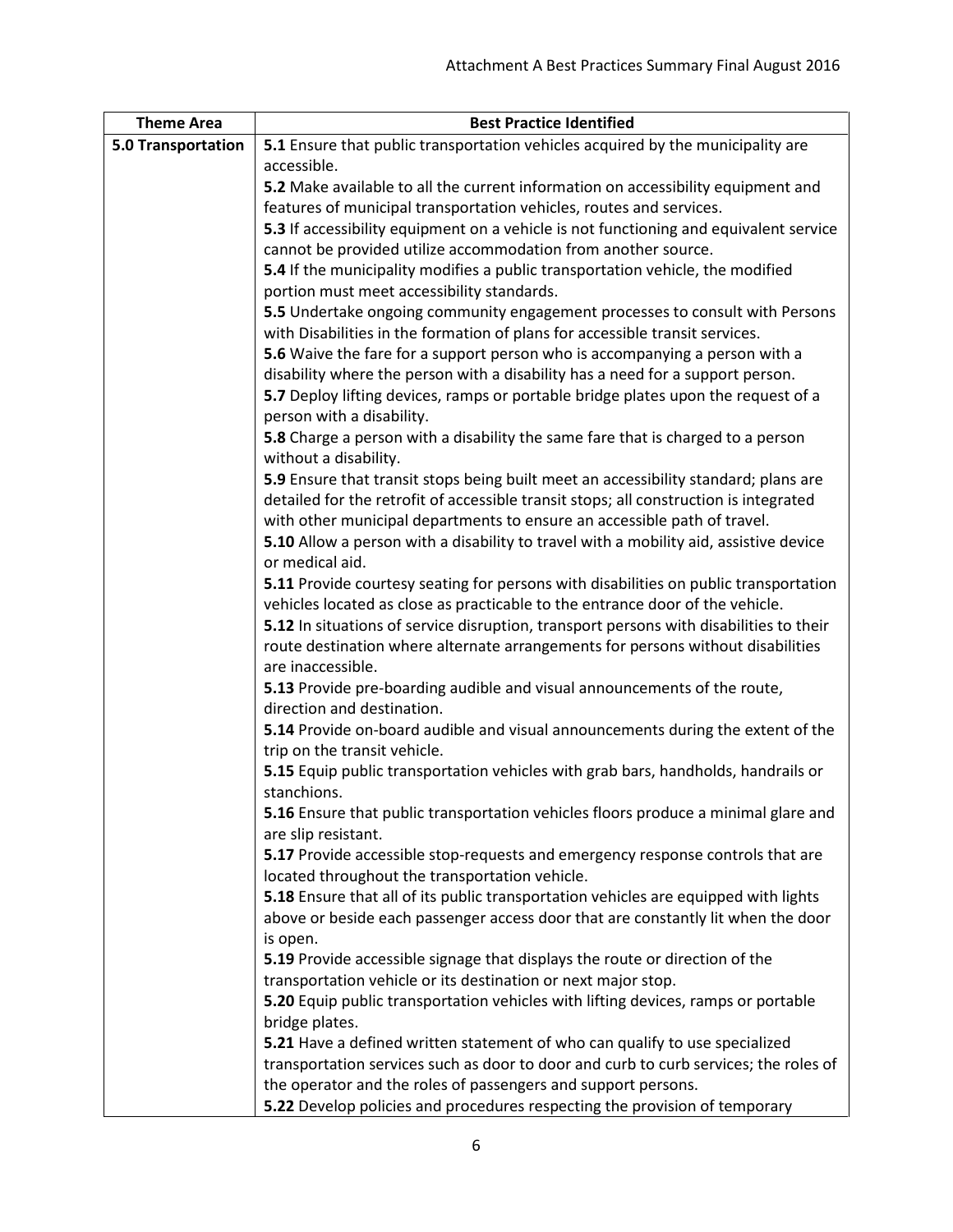| Theme Area | Best Practice Identified |
|---|---|
| **5.0 Transportation** | **5.1** Ensure that public transportation vehicles acquired by the municipality are accessible.<br>**5.2** Make available to all the current information on accessibility equipment and features of municipal transportation vehicles, routes and services.<br>**5.3** If accessibility equipment on a vehicle is not functioning and equivalent service cannot be provided utilize accommodation from another source.<br>**5.4** If the municipality modifies a public transportation vehicle, the modified portion must meet accessibility standards.<br>**5.5** Undertake ongoing community engagement processes to consult with Persons with Disabilities in the formation of plans for accessible transit services.<br>**5.6** Waive the fare for a support person who is accompanying a person with a disability where the person with a disability has a need for a support person.<br>**5.7** Deploy lifting devices, ramps or portable bridge plates upon the request of a person with a disability.<br>**5.8** Charge a person with a disability the same fare that is charged to a person without a disability.<br>**5.9** Ensure that transit stops being built meet an accessibility standard; plans are detailed for the retrofit of accessible transit stops; all construction is integrated with other municipal departments to ensure an accessible path of travel.<br>**5.10** Allow a person with a disability to travel with a mobility aid, assistive device or medical aid.<br>**5.11** Provide courtesy seating for persons with disabilities on public transportation vehicles located as close as practicable to the entrance door of the vehicle.<br>**5.12** In situations of service disruption, transport persons with disabilities to their route destination where alternate arrangements for persons without disabilities are inaccessible.<br>**5.13** Provide pre-boarding audible and visual announcements of the route, direction and destination.<br>**5.14** Provide on-board audible and visual announcements during the extent of the trip on the transit vehicle.<br>**5.15** Equip public transportation vehicles with grab bars, handholds, handrails or stanchions.<br>**5.16** Ensure that public transportation vehicles floors produce a minimal glare and are slip resistant.<br>**5.17** Provide accessible stop-requests and emergency response controls that are located throughout the transportation vehicle.<br>**5.18** Ensure that all of its public transportation vehicles are equipped with lights above or beside each passenger access door that are constantly lit when the door is open.<br>**5.19** Provide accessible signage that displays the route or direction of the transportation vehicle or its destination or next major stop.<br>**5.20** Equip public transportation vehicles with lifting devices, ramps or portable bridge plates.<br>**5.21** Have a defined written statement of who can qualify to use specialized transportation services such as door to door and curb to curb services; the roles of the operator and the roles of passengers and support persons.<br>**5.22** Develop policies and procedures respecting the provision of temporary |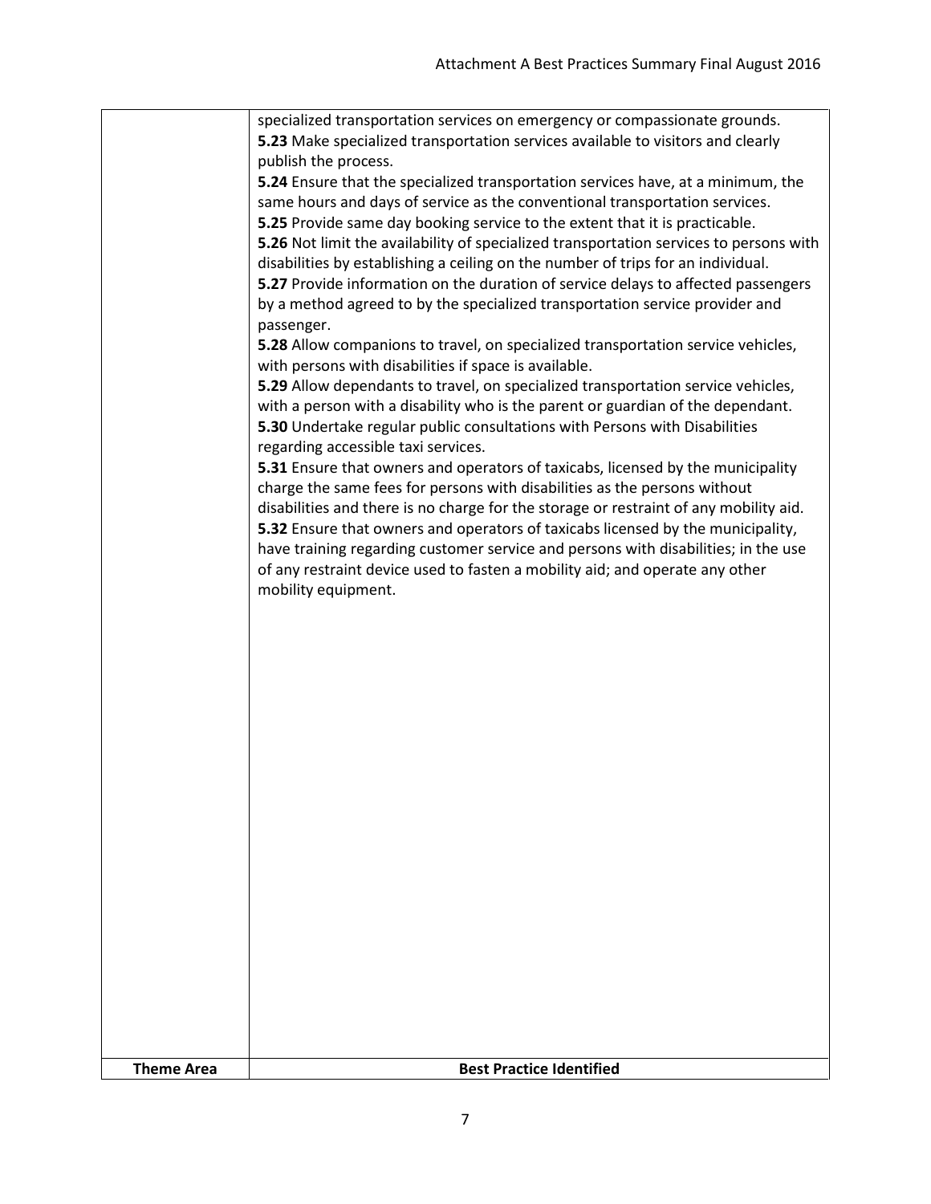| | |
|---|---|
| | specialized transportation services on emergency or compassionate grounds.<br>**5.23** Make specialized transportation services available to visitors and clearly publish the process.<br>**5.24** Ensure that the specialized transportation services have, at a minimum, the same hours and days of service as the conventional transportation services.<br>**5.25** Provide same day booking service to the extent that it is practicable.<br>**5.26** Not limit the availability of specialized transportation services to persons with disabilities by establishing a ceiling on the number of trips for an individual.<br>**5.27** Provide information on the duration of service delays to affected passengers by a method agreed to by the specialized transportation service provider and passenger.<br>**5.28** Allow companions to travel, on specialized transportation service vehicles, with persons with disabilities if space is available.<br>**5.29** Allow dependants to travel, on specialized transportation service vehicles, with a person with a disability who is the parent or guardian of the dependant.<br>**5.30** Undertake regular public consultations with Persons with Disabilities regarding accessible taxi services.<br>**5.31** Ensure that owners and operators of taxicabs, licensed by the municipality charge the same fees for persons with disabilities as the persons without disabilities and there is no charge for the storage or restraint of any mobility aid.<br>**5.32** Ensure that owners and operators of taxicabs licensed by the municipality, have training regarding customer service and persons with disabilities; in the use of any restraint device used to fasten a mobility aid; and operate any other mobility equipment. |
| **Theme Area** | **Best Practice Identified** |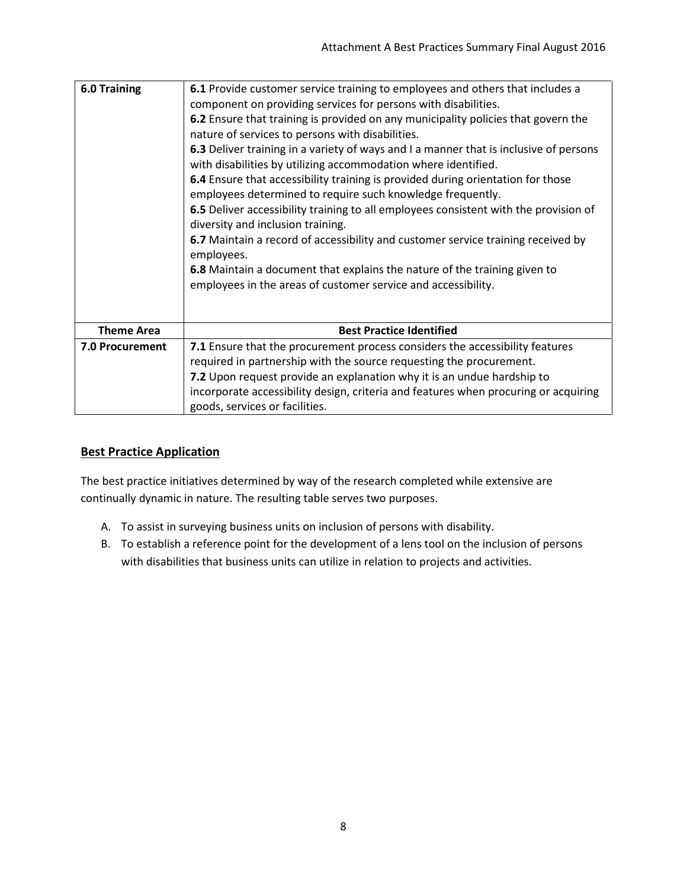| Theme Area | Best Practice Identified |
| --- | --- |
| **6.0 Training** | **6.1** Provide customer service training to employees and others that includes a component on providing services for persons with disabilities.<br>**6.2** Ensure that training is provided on any municipality policies that govern the nature of services to persons with disabilities.<br>**6.3** Deliver training in a variety of ways and I a manner that is inclusive of persons with disabilities by utilizing accommodation where identified.<br>**6.4** Ensure that accessibility training is provided during orientation for those employees determined to require such knowledge frequently.<br>**6.5** Deliver accessibility training to all employees consistent with the provision of diversity and inclusion training.<br>**6.7** Maintain a record of accessibility and customer service training received by employees.<br>**6.8** Maintain a document that explains the nature of the training given to employees in the areas of customer service and accessibility. |
| **Theme Area** | **Best Practice Identified** |
| **7.0 Procurement** | **7.1** Ensure that the procurement process considers the accessibility features required in partnership with the source requesting the procurement.<br>**7.2** Upon request provide an explanation why it is an undue hardship to incorporate accessibility design, criteria and features when procuring or acquiring goods, services or facilities. |

## Best Practice Application

The best practice initiatives determined by way of the research completed while extensive are continually dynamic in nature. The resulting table serves two purposes.

A. To assist in surveying business units on inclusion of persons with disability.
B. To establish a reference point for the development of a lens tool on the inclusion of persons with disabilities that business units can utilize in relation to projects and activities.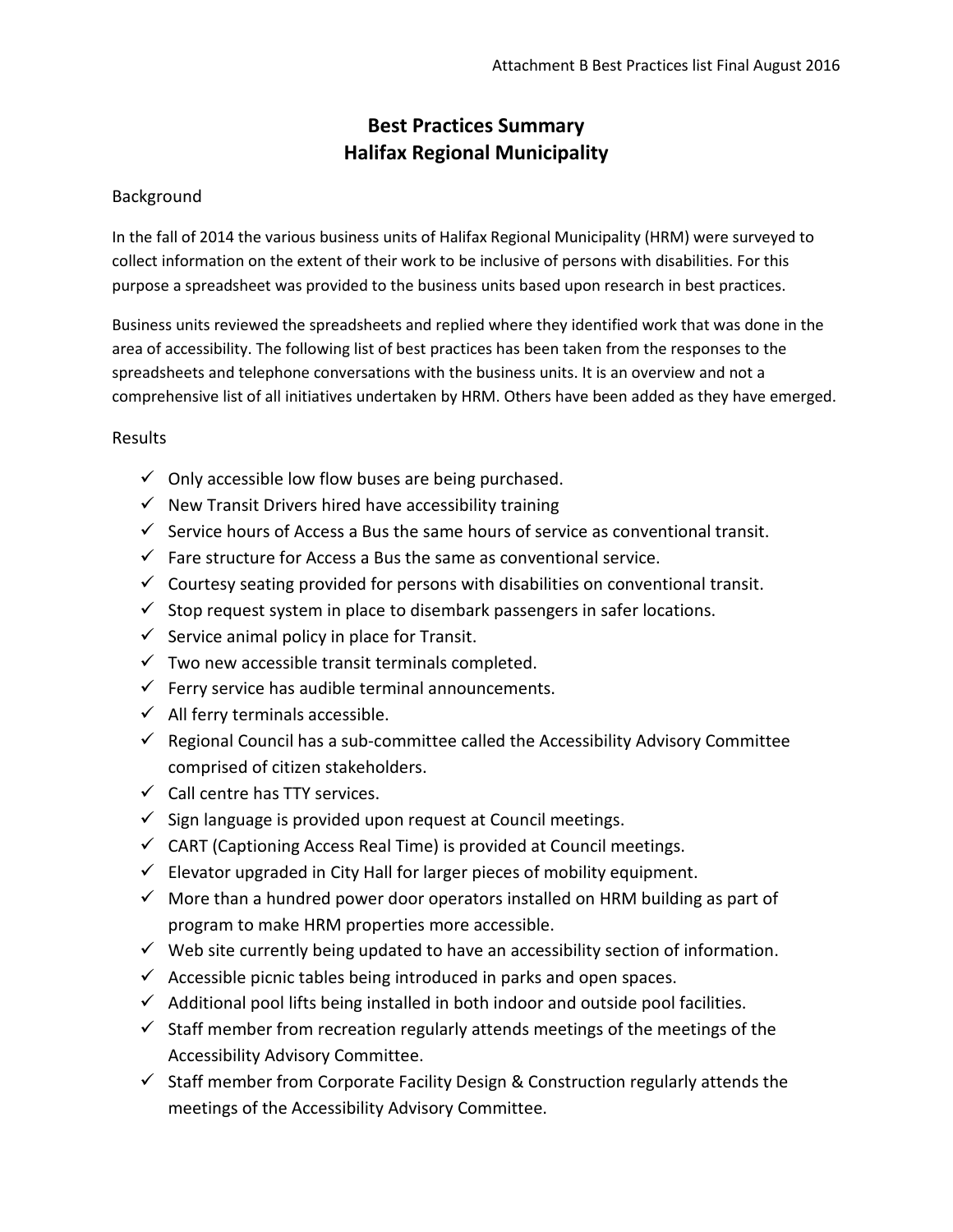# Best Practices Summary
# Halifax Regional Municipality

## Background

In the fall of 2014 the various business units of Halifax Regional Municipality (HRM) were surveyed to collect information on the extent of their work to be inclusive of persons with disabilities. For this purpose a spreadsheet was provided to the business units based upon research in best practices.

Business units reviewed the spreadsheets and replied where they identified work that was done in the area of accessibility. The following list of best practices has been taken from the responses to the spreadsheets and telephone conversations with the business units. It is an overview and not a comprehensive list of all initiatives undertaken by HRM. Others have been added as they have emerged.

## Results

- ✓ Only accessible low flow buses are being purchased.
- ✓ New Transit Drivers hired have accessibility training
- ✓ Service hours of Access a Bus the same hours of service as conventional transit.
- ✓ Fare structure for Access a Bus the same as conventional service.
- ✓ Courtesy seating provided for persons with disabilities on conventional transit.
- ✓ Stop request system in place to disembark passengers in safer locations.
- ✓ Service animal policy in place for Transit.
- ✓ Two new accessible transit terminals completed.
- ✓ Ferry service has audible terminal announcements.
- ✓ All ferry terminals accessible.
- ✓ Regional Council has a sub-committee called the Accessibility Advisory Committee comprised of citizen stakeholders.
- ✓ Call centre has TTY services.
- ✓ Sign language is provided upon request at Council meetings.
- ✓ CART (Captioning Access Real Time) is provided at Council meetings.
- ✓ Elevator upgraded in City Hall for larger pieces of mobility equipment.
- ✓ More than a hundred power door operators installed on HRM building as part of program to make HRM properties more accessible.
- ✓ Web site currently being updated to have an accessibility section of information.
- ✓ Accessible picnic tables being introduced in parks and open spaces.
- ✓ Additional pool lifts being installed in both indoor and outside pool facilities.
- ✓ Staff member from recreation regularly attends meetings of the meetings of the Accessibility Advisory Committee.
- ✓ Staff member from Corporate Facility Design & Construction regularly attends the meetings of the Accessibility Advisory Committee.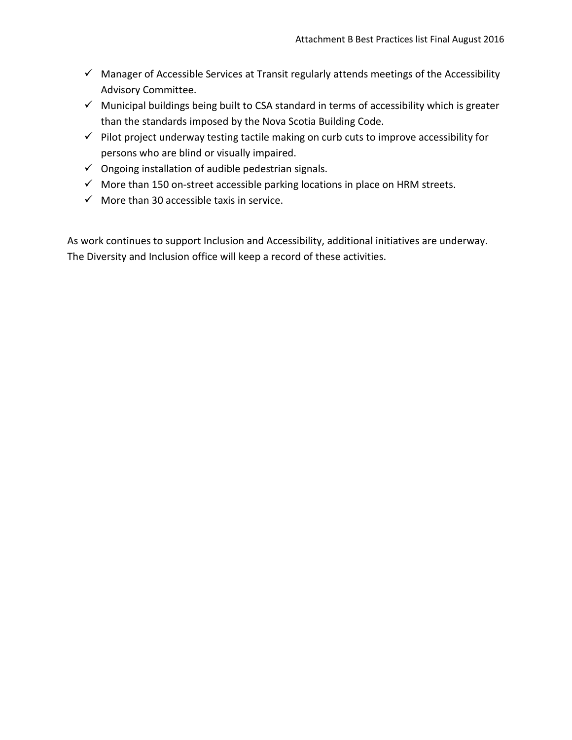- ✓ Manager of Accessible Services at Transit regularly attends meetings of the Accessibility Advisory Committee.
- ✓ Municipal buildings being built to CSA standard in terms of accessibility which is greater than the standards imposed by the Nova Scotia Building Code.
- ✓ Pilot project underway testing tactile making on curb cuts to improve accessibility for persons who are blind or visually impaired.
- ✓ Ongoing installation of audible pedestrian signals.
- ✓ More than 150 on-street accessible parking locations in place on HRM streets.
- ✓ More than 30 accessible taxis in service.

As work continues to support Inclusion and Accessibility, additional initiatives are underway. The Diversity and Inclusion office will keep a record of these activities.